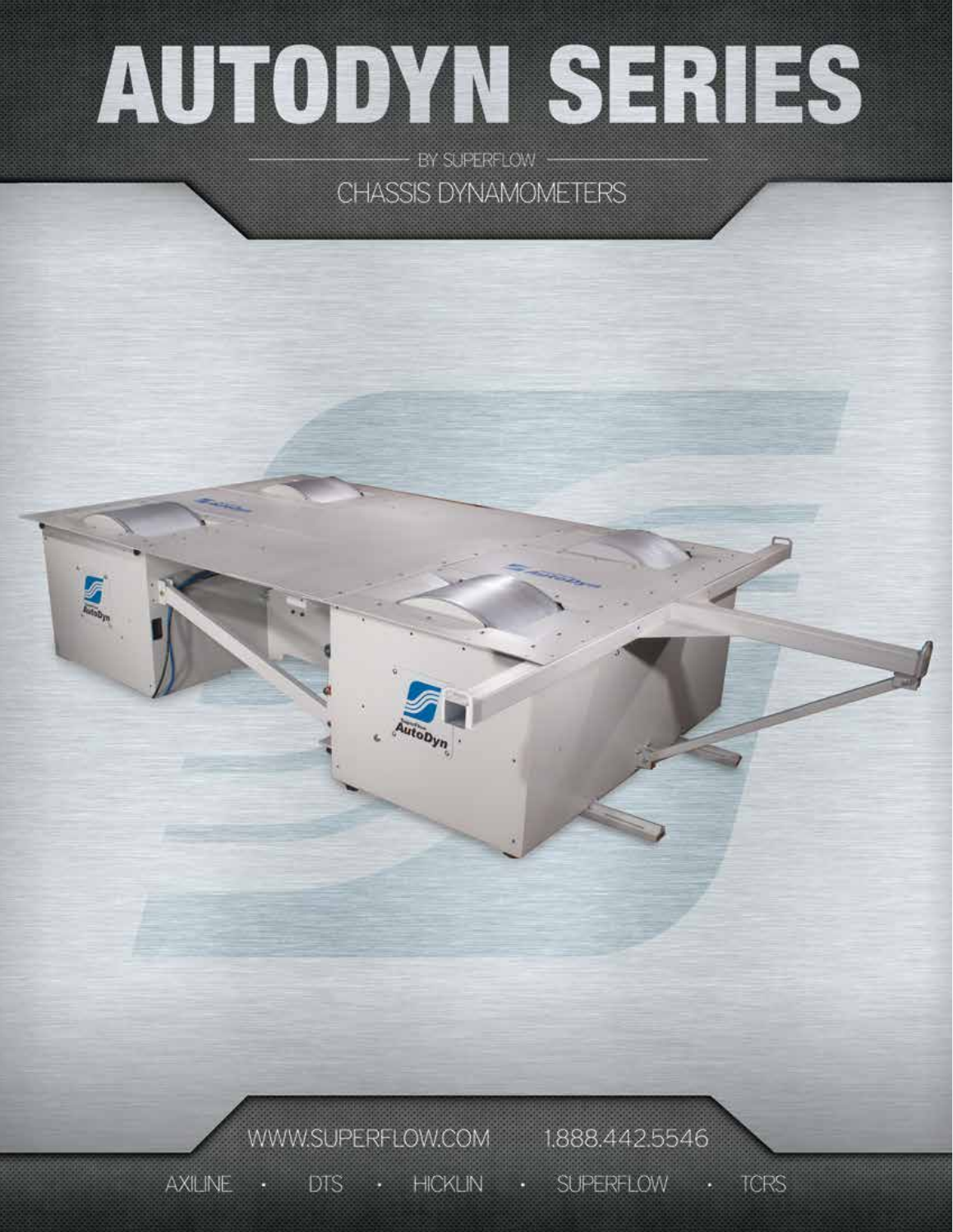# AUTODYN SERIES

BY SUPERFLOW

CHASSIS DYNAMOMETERS

WWW.SUPERFLOW.COM 1.888.442.5546

AXILINE · DTS · HICKLIN · SUPERFLOW · TCRS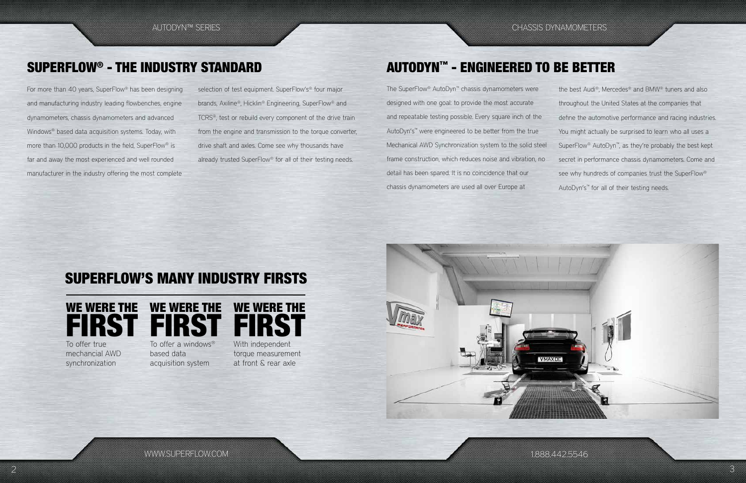## SUPERFLOW® - THE INDUSTRY STANDARD

For more than 40 years, SuperFlow® has been designing and manufacturing industry leading flowbenches, engine dynamometers, chassis dynamometers and advanced Windows® based data acquisition systems. Today, with more than 10,000 products in the field, SuperFlow® is far and away the most experienced and well rounded manufacturer in the industry offering the most complete selection of test equipment. SuperFlow's® four major brands, Axiline®, Hicklin® Engineering, SuperFlow® and TCRS®, test or rebuild every component of the drive train from the engine and transmission to the torque converter, drive shaft and axles. Come see why thousands have already trusted SuperFlow® for all of their testing needs.

## AUTODYN™ - ENGINEERED TO BE BETTER

The SuperFlow® AutoDyn™ chassis dynamometers were designed with one goal: to provide the most accurate and repeatable testing possible. Every square inch of the AutoDyn's™ were engineered to be better from the true Mechanical AWD Synchronization system to the solid steel frame construction, which reduces noise and vibration, no detail has been spared. It is no coincidence that our chassis dynamometers are used all over Europe at the best Audi®, Mercedes® and BMW® tuners and also throughout the United States at the companies that define the automotive performance and racing industries. You might actually be surprised to learn who all uses a SuperFlow® AutoDyn™, as they're probably the best kept secret in performance chassis dynamometers. Come and see why hundreds of companies trust the SuperFlow® AutoDyn's™ for all of their testing needs.

## SUPERFLOW'S MANY INDUSTRY FIRSTS

**WE WERE THE FIRST**
To offer true mechancial AWD synchronization

**WE WERE THE FIRST**
To offer a windows® based data acquisition system

**WE WERE THE FIRST**
With independent torque measurement at front & rear axle

WWW.SUPERFLOW.COM

1.888.442.5546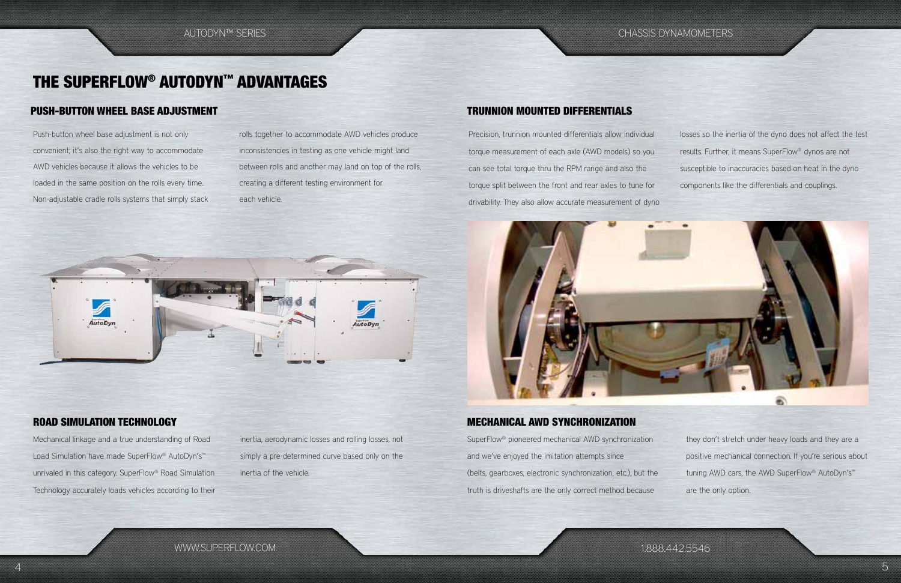# THE SUPERFLOW® AUTODYN™ ADVANTAGES

## PUSH-BUTTON WHEEL BASE ADJUSTMENT

Push-button wheel base adjustment is not only convenient; it's also the right way to accommodate AWD vehicles because it allows the vehicles to be loaded in the same position on the rolls every time. Non-adjustable cradle rolls systems that simply stack rolls together to accommodate AWD vehicles produce inconsistencies in testing as one vehicle might land between rolls and another may land on top of the rolls, creating a different testing environment for each vehicle.

## TRUNNION MOUNTED DIFFERENTIALS

Precision, trunnion mounted differentials allow individual torque measurement of each axle (AWD models) so you can see total torque thru the RPM range and also the torque split between the front and rear axles to tune for drivability. They also allow accurate measurement of dyno losses so the inertia of the dyno does not affect the test results. Further, it means SuperFlow® dynos are not susceptible to inaccuracies based on heat in the dyno components like the differentials and couplings.

## ROAD SIMULATION TECHNOLOGY

Mechanical linkage and a true understanding of Road Load Simulation have made SuperFlow® AutoDyn's™ unrivaled in this category. SuperFlow® Road Simulation Technology accurately loads vehicles according to their inertia, aerodynamic losses and rolling losses, not simply a pre-determined curve based only on the inertia of the vehicle.

## MECHANICAL AWD SYNCHRONIZATION

SuperFlow® pioneered mechanical AWD synchronization and we've enjoyed the imitation attempts since (belts, gearboxes, electronic synchronization, etc.), but the truth is driveshafts are the only correct method because they don't stretch under heavy loads and they are a positive mechanical connection. If you're serious about tuning AWD cars, the AWD SuperFlow® AutoDyn's™ are the only option.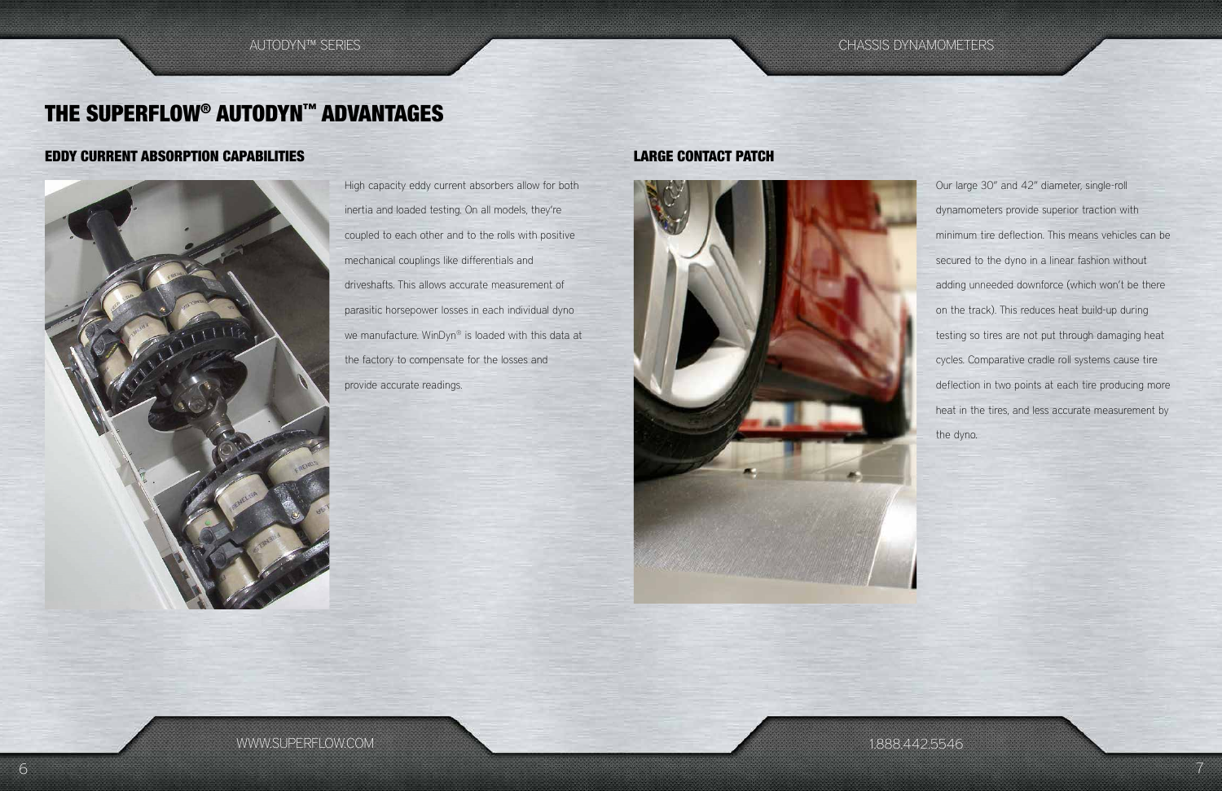# THE SUPERFLOW® AUTODYN™ ADVANTAGES

## EDDY CURRENT ABSORPTION CAPABILITIES

High capacity eddy current absorbers allow for both inertia and loaded testing. On all models, they're coupled to each other and to the rolls with positive mechanical couplings like differentials and driveshafts. This allows accurate measurement of parasitic horsepower losses in each individual dyno we manufacture. WinDyn® is loaded with this data at the factory to compensate for the losses and provide accurate readings.

## LARGE CONTACT PATCH

Our large 30" and 42" diameter, single-roll dynamometers provide superior traction with minimum tire deflection. This means vehicles can be secured to the dyno in a linear fashion without adding unneeded downforce (which won't be there on the track). This reduces heat build-up during testing so tires are not put through damaging heat cycles. Comparative cradle roll systems cause tire deflection in two points at each tire producing more heat in the tires, and less accurate measurement by the dyno.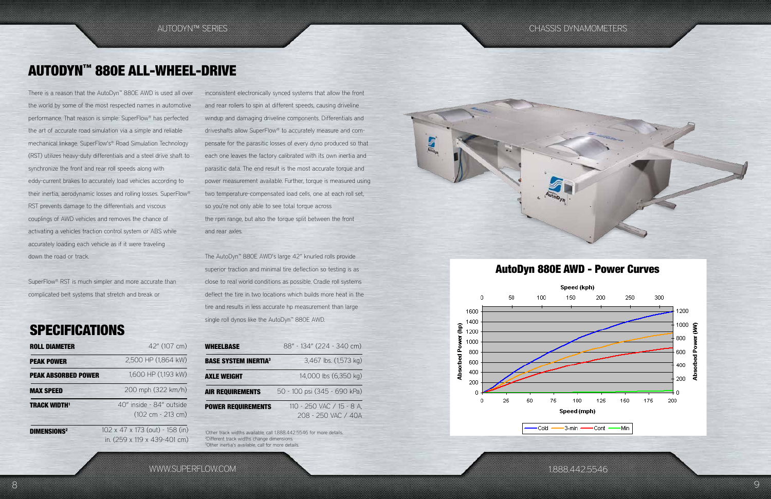# AUTODYN™ 880E ALL-WHEEL-DRIVE

There is a reason that the AutoDyn™ 880E AWD is used all over the world by some of the most respected names in automotive performance. That reason is simple: SuperFlow® has perfected the art of accurate road simulation via a simple and reliable mechanical linkage. SuperFlow's® Road Simulation Technology (RST) utilizes heavy-duty differentials and a steel drive shaft to synchronize the front and rear roll speeds along with eddy-current brakes to accurately load vehicles according to their inertia, aerodynamic losses and rolling losses. SuperFlow® RST prevents damage to the differentials and viscous couplings of AWD vehicles and removes the chance of activating a vehicles traction control system or ABS while accurately loading each vehicle as if it were traveling down the road or track.

SuperFlow® RST is much simpler and more accurate than complicated belt systems that stretch and break or inconsistent electronically synced systems that allow the front and rear rollers to spin at different speeds, causing driveline windup and damaging driveline components. Differentials and driveshafts allow SuperFlow® to accurately measure and compensate for the parasitic losses of every dyno produced so that each one leaves the factory calibrated with its own inertia and parasitic data. The end result is the most accurate torque and power measurement available. Further, torque is measured using two temperature-compensated load cells, one at each roll set, so you're not only able to see total torque across the rpm range, but also the torque split between the front and rear axles.

The AutoDyn™ 880E AWD's large 42" knurled rolls provide superior traction and minimal tire deflection so testing is as close to real world conditions as possible. Cradle roll systems deflect the tire in two locations which builds more heat in the tire and results in less accurate hp measurement than large single roll dynos like the AutoDyn™ 880E AWD.

## SPECIFICATIONS

| | |
|---|---|
| **ROLL DIAMETER** | 42" (107 cm) |
| **PEAK POWER** | 2,500 HP (1,864 kW) |
| **PEAK ABSORBED POWER** | 1,600 HP (1,193 kW) |
| **MAX SPEED** | 200 mph (322 km/h) |
| **TRACK WIDTH[1]** | 40" inside - 84" outside (102 cm - 213 cm) |
| **DIMENSIONS[2]** | 102 x 47 x 173 (out) - 158 (in) in. (259 x 119 x 439-401 cm) |
| **WHEELBASE** | 88" - 134" (224 - 340 cm) |
| **BASE SYSTEM INERTIA[3]** | 3,467 lbs. (1,573 kg) |
| **AXLE WEIGHT** | 14,000 lbs (6,350 kg) |
| **AIR REQUIREMENTS** | 50 - 100 psi (345 - 690 kPa) |
| **POWER REQUIREMENTS** | 110 - 250 VAC / 15 - 8 A, 208 - 250 VAC / 40A |

[1]Other track widths available, call 1.888.442.5546 for more details.
[2]Different track widths change dimensions.
[3]Other inertia's available, call for more details.

## AutoDyn 880E AWD - Power Curves

Speed (kph): 0, 50, 100, 150, 200, 250, 300
Speed (mph): 0, 25, 50, 75, 100, 125, 150, 175, 200
Absorbed Power (hp): 0 – 1600
Absorbed Power (kW): 0 – 1200

Legend: Cold, 3-min, Cont, Min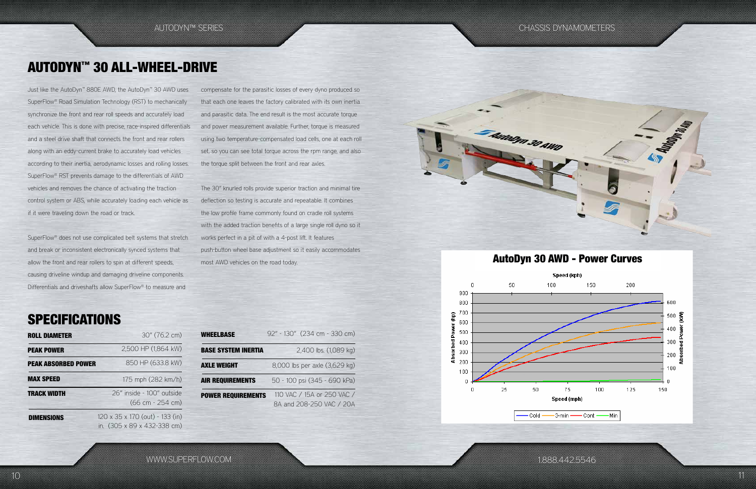# AUTODYN™ 30 ALL-WHEEL-DRIVE

Just like the AutoDyn™ 880E AWD, the AutoDyn™ 30 AWD uses SuperFlow® Road Simulation Technology (RST) to mechanically synchronize the front and rear roll speeds and accurately load each vehicle. This is done with precise, race-inspired differentials and a steel drive shaft that connects the front and rear rollers along with an eddy-current brake to accurately load vehicles according to their inertia, aerodynamic losses and rolling losses. SuperFlow® RST prevents damage to the differentials of AWD vehicles and removes the chance of activating the traction control system or ABS, while accurately loading each vehicle as if it were traveling down the road or track.

SuperFlow® does not use complicated belt systems that stretch and break or inconsistent electronically synced systems that allow the front and rear rollers to spin at different speeds, causing driveline windup and damaging driveline components. Differentials and driveshafts allow SuperFlow® to measure and compensate for the parasitic losses of every dyno produced so that each one leaves the factory calibrated with its own inertia and parasitic data. The end result is the most accurate torque and power measurement available. Further, torque is measured using two temperature-compensated load cells, one at each roll set, so you can see total torque across the rpm range, and also the torque split between the front and rear axles.

The 30" knurled rolls provide superior traction and minimal tire deflection so testing is accurate and repeatable. It combines the low profile frame commonly found on cradle roll systems with the added traction benefits of a large single roll dyno so it works perfect in a pit of with a 4-post lift. It features push-button wheel base adjustment so it easily accommodates most AWD vehicles on the road today.

## SPECIFICATIONS

| | |
|---|---|
| **ROLL DIAMETER** | 30" (76.2 cm) |
| **PEAK POWER** | 2,500 HP (1,864 kW) |
| **PEAK ABSORBED POWER** | 850 HP (633.8 kW) |
| **MAX SPEED** | 175 mph (282 km/h) |
| **TRACK WIDTH** | 26" inside - 100" outside (66 cm - 254 cm) |
| **DIMENSIONS** | 120 x 35 x 170 (out) - 133 (in) in. (305 x 89 x 432-338 cm) |
| **WHEELBASE** | 92" - 130" (234 cm - 330 cm) |
| **BASE SYSTEM INERTIA** | 2,400 lbs. (1,089 kg) |
| **AXLE WEIGHT** | 8,000 lbs per axle (3,629 kg) |
| **AIR REQUIREMENTS** | 50 - 100 psi (345 - 690 kPa) |
| **POWER REQUIREMENTS** | 110 VAC / 15A or 250 VAC / 8A and 208-250 VAC / 20A |

## AutoDyn 30 AWD - Power Curves

Speed (kph) / Speed (mph) vs. Absorbed Power (hp) / Absorbed Power (kW)

Legend: Cold, 3-min, Cont, Min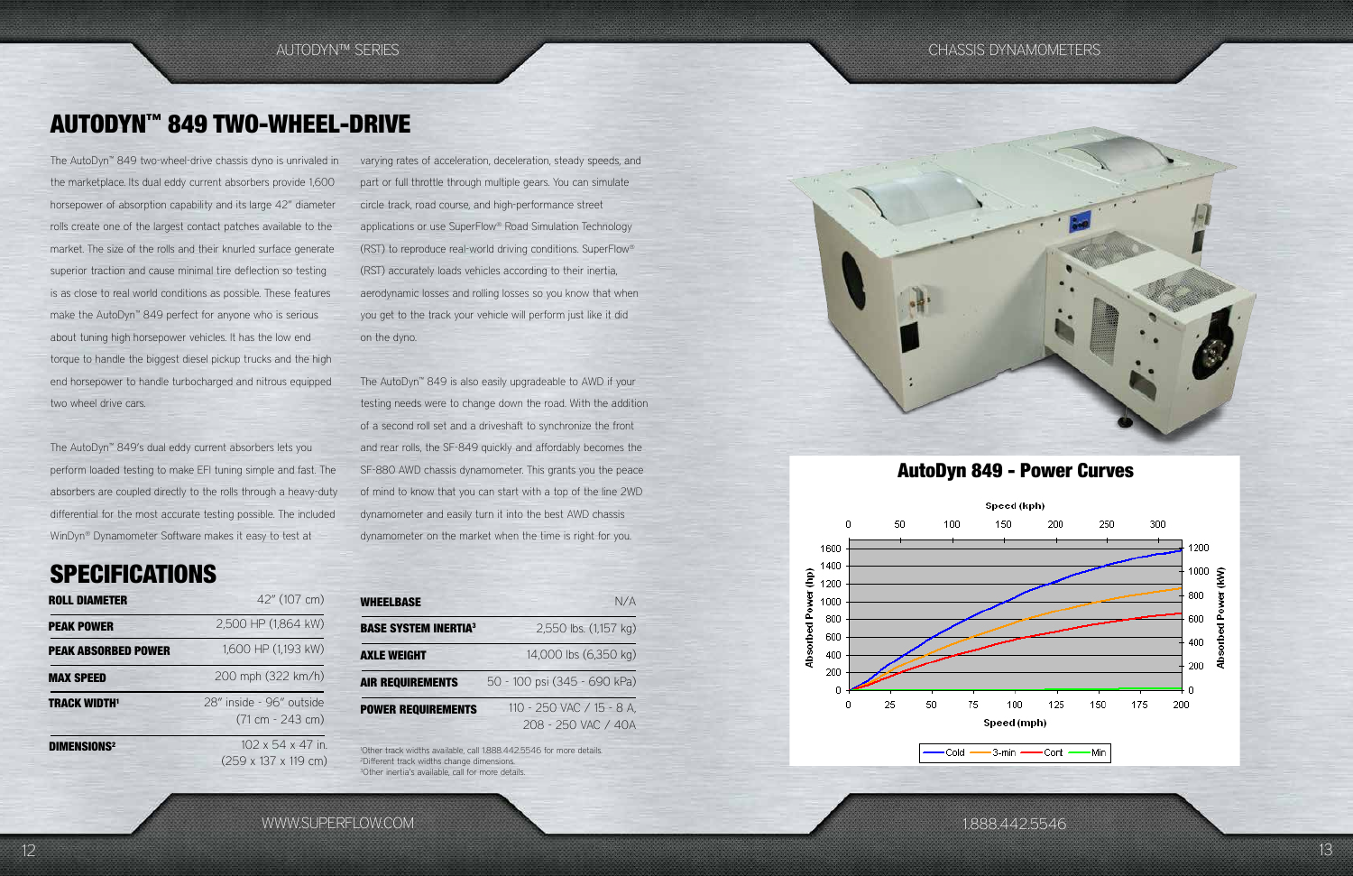# AUTODYN™ 849 TWO-WHEEL-DRIVE

The AutoDyn™ 849 two-wheel-drive chassis dyno is unrivaled in the marketplace. Its dual eddy current absorbers provide 1,600 horsepower of absorption capability and its large 42" diameter rolls create one of the largest contact patches available to the market. The size of the rolls and their knurled surface generate superior traction and cause minimal tire deflection so testing is as close to real world conditions as possible. These features make the AutoDyn™ 849 perfect for anyone who is serious about tuning high horsepower vehicles. It has the low end torque to handle the biggest diesel pickup trucks and the high end horsepower to handle turbocharged and nitrous equipped two wheel drive cars.

The AutoDyn™ 849's dual eddy current absorbers lets you perform loaded testing to make EFI tuning simple and fast. The absorbers are coupled directly to the rolls through a heavy-duty differential for the most accurate testing possible. The included WinDyn® Dynamometer Software makes it easy to test at varying rates of acceleration, deceleration, steady speeds, and part or full throttle through multiple gears. You can simulate circle track, road course, and high-performance street applications or use SuperFlow® Road Simulation Technology (RST) to reproduce real-world driving conditions. SuperFlow® (RST) accurately loads vehicles according to their inertia, aerodynamic losses and rolling losses so you know that when you get to the track your vehicle will perform just like it did on the dyno.

The AutoDyn™ 849 is also easily upgradeable to AWD if your testing needs were to change down the road. With the addition of a second roll set and a driveshaft to synchronize the front and rear rolls, the SF-849 quickly and affordably becomes the SF-880 AWD chassis dynamometer. This grants you the peace of mind to know that you can start with a top of the line 2WD dynamometer and easily turn it into the best AWD chassis dynamometer on the market when the time is right for you.

## SPECIFICATIONS

| | |
|---|---|
| **ROLL DIAMETER** | 42" (107 cm) |
| **PEAK POWER** | 2,500 HP (1,864 kW) |
| **PEAK ABSORBED POWER** | 1,600 HP (1,193 kW) |
| **MAX SPEED** | 200 mph (322 km/h) |
| **TRACK WIDTH**[1] | 28" inside - 96" outside (71 cm - 243 cm) |
| **DIMENSIONS**[2] | 102 x 54 x 47 in. (259 x 137 x 119 cm) |
| **WHEELBASE** | N/A |
| **BASE SYSTEM INERTIA**[3] | 2,550 lbs. (1,157 kg) |
| **AXLE WEIGHT** | 14,000 lbs (6,350 kg) |
| **AIR REQUIREMENTS** | 50 - 100 psi (345 - 690 kPa) |
| **POWER REQUIREMENTS** | 110 - 250 VAC / 15 - 8 A, 208 - 250 VAC / 40A |

[1]Other track widths available, call 1.888.442.5546 for more details.
[2]Different track widths change dimensions.
[3]Other inertia's available, call for more details.

## AutoDyn 849 - Power Curves

Legend: Cold, 3-min, Cont, Min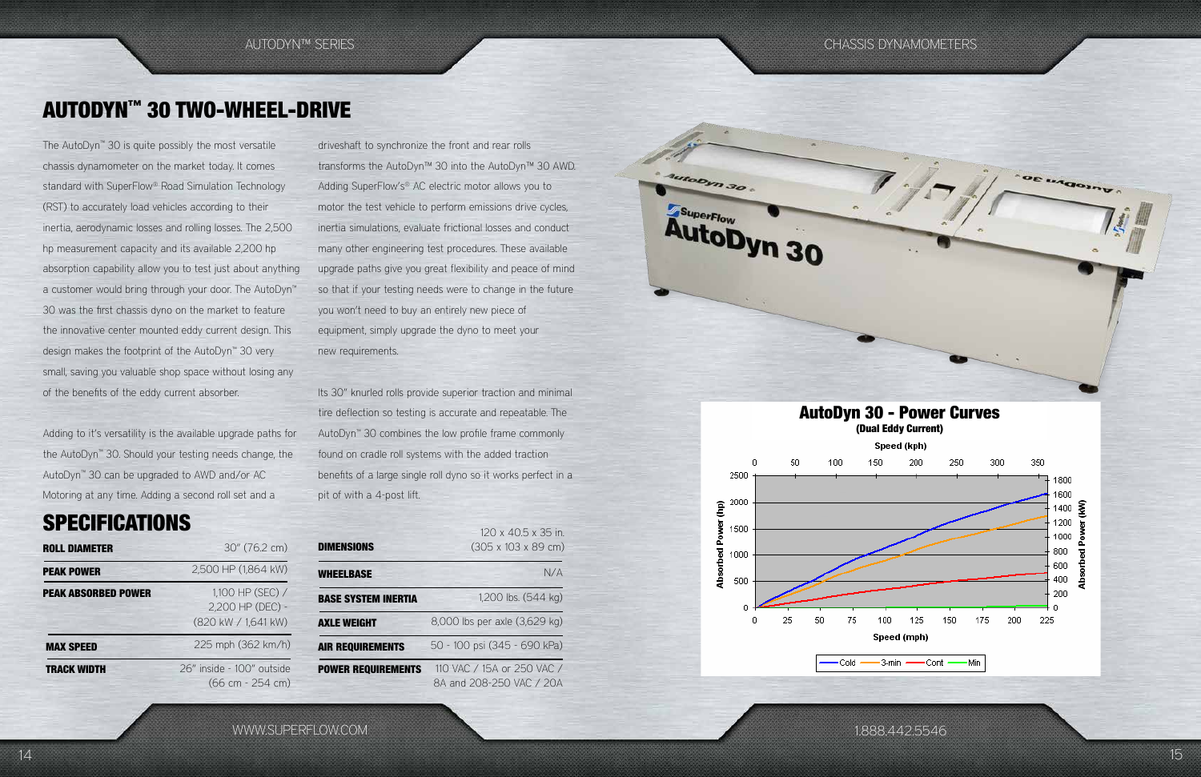# AUTODYN™ 30 TWO-WHEEL-DRIVE

The AutoDyn™ 30 is quite possibly the most versatile chassis dynamometer on the market today. It comes standard with SuperFlow® Road Simulation Technology (RST) to accurately load vehicles according to their inertia, aerodynamic losses and rolling losses. The 2,500 hp measurement capacity and its available 2,200 hp absorption capability allow you to test just about anything a customer would bring through your door. The AutoDyn™ 30 was the first chassis dyno on the market to feature the innovative center mounted eddy current design. This design makes the footprint of the AutoDyn™ 30 very small, saving you valuable shop space without losing any of the benefits of the eddy current absorber.

Adding to it's versatility is the available upgrade paths for the AutoDyn™ 30. Should your testing needs change, the AutoDyn™ 30 can be upgraded to AWD and/or AC Motoring at any time. Adding a second roll set and a driveshaft to synchronize the front and rear rolls transforms the AutoDyn™ 30 into the AutoDyn™ 30 AWD. Adding SuperFlow's® AC electric motor allows you to motor the test vehicle to perform emissions drive cycles, inertia simulations, evaluate frictional losses and conduct many other engineering test procedures. These available upgrade paths give you great flexibility and peace of mind so that if your testing needs were to change in the future you won't need to buy an entirely new piece of equipment, simply upgrade the dyno to meet your new requirements.

Its 30" knurled rolls provide superior traction and minimal tire deflection so testing is accurate and repeatable. The AutoDyn™ 30 combines the low profile frame commonly found on cradle roll systems with the added traction benefits of a large single roll dyno so it works perfect in a pit of with a 4-post lift.

## SPECIFICATIONS

| | |
|---|---|
| **ROLL DIAMETER** | 30" (76.2 cm) |
| **PEAK POWER** | 2,500 HP (1,864 kW) |
| **PEAK ABSORBED POWER** | 1,100 HP (SEC) / 2,200 HP (DEC) - (820 kW / 1,641 kW) |
| **MAX SPEED** | 225 mph (362 km/h) |
| **TRACK WIDTH** | 26" inside - 100" outside (66 cm - 254 cm) |
| **DIMENSIONS** | 120 x 40.5 x 35 in. (305 x 103 x 89 cm) |
| **WHEELBASE** | N/A |
| **BASE SYSTEM INERTIA** | 1,200 lbs. (544 kg) |
| **AXLE WEIGHT** | 8,000 lbs per axle (3,629 kg) |
| **AIR REQUIREMENTS** | 50 - 100 psi (345 - 690 kPa) |
| **POWER REQUIREMENTS** | 110 VAC / 15A or 250 VAC / 8A and 208-250 VAC / 20A |

**AutoDyn 30 - Power Curves**
(Dual Eddy Current)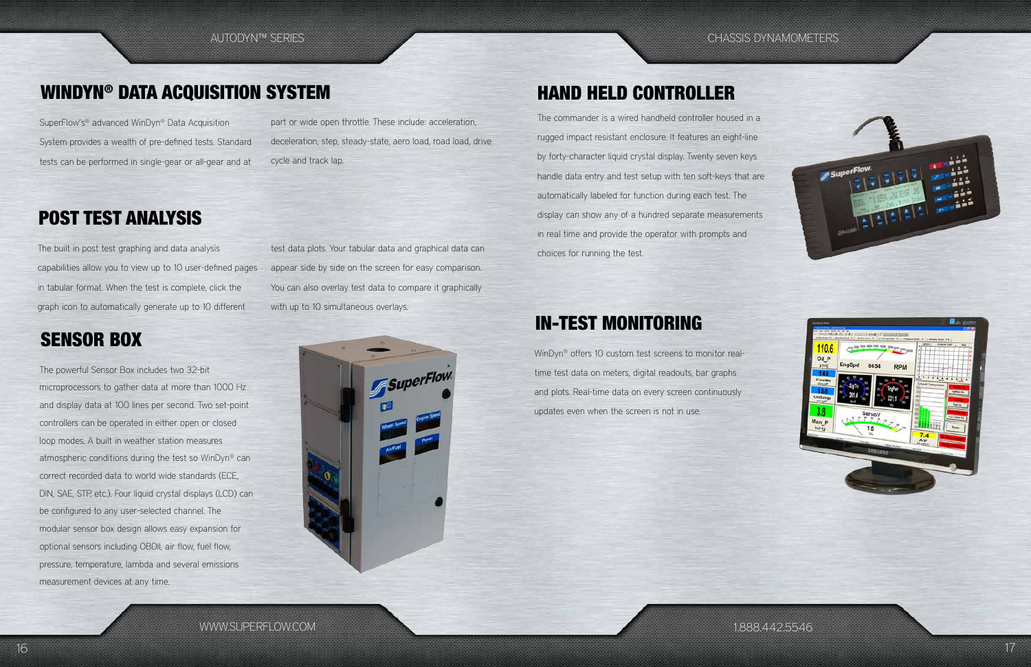## WINDYN® DATA ACQUISITION SYSTEM

SuperFlow's® advanced WinDyn® Data Acquisition System provides a wealth of pre-defined tests. Standard tests can be performed in single-gear or all-gear and at part or wide open throttle. These include: acceleration, deceleration, step, steady-state, aero load, road load, drive cycle and track lap.

## POST TEST ANALYSIS

The built in post test graphing and data analysis capabilities allow you to view up to 10 user-defined pages in tabular format. When the test is complete, click the graph icon to automatically generate up to 10 different test data plots. Your tabular data and graphical data can appear side by side on the screen for easy comparison. You can also overlay test data to compare it graphically with up to 10 simultaneous overlays.

## SENSOR BOX

The powerful Sensor Box includes two 32-bit microprocessors to gather data at more than 1000 Hz and display data at 100 lines per second. Two set-point controllers can be operated in either open or closed loop modes. A built in weather station measures atmospheric conditions during the test so WinDyn® can correct recorded data to world wide standards (ECE, DIN, SAE, STP, etc.). Four liquid crystal displays (LCD) can be configured to any user-selected channel. The modular sensor box design allows easy expansion for optional sensors including OBDII, air flow, fuel flow, pressure, temperature, lambda and several emissions measurement devices at any time.

## HAND HELD CONTROLLER

The commander is a wired handheld controller housed in a rugged impact resistant enclosure. It features an eight-line by forty-character liquid crystal display. Twenty seven keys handle data entry and test setup with ten soft-keys that are automatically labeled for function during each test. The display can show any of a hundred separate measurements in real time and provide the operator with prompts and choices for running the test.

## IN-TEST MONITORING

WinDyn® offers 10 custom test screens to monitor real-time test data on meters, digital readouts, bar graphs and plots. Real-time data on every screen continuously updates even when the screen is not in use.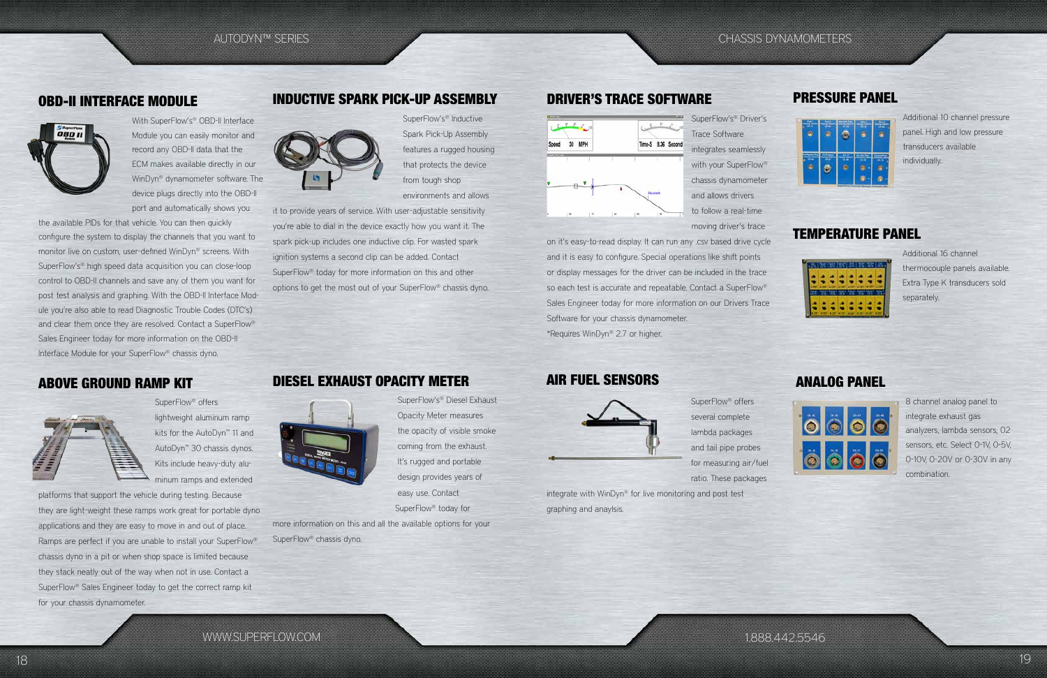## OBD-II INTERFACE MODULE

With SuperFlow's® OBD-II Interface Module you can easily monitor and record any OBD-II data that the ECM makes available directly in our WinDyn® dynamometer software. The device plugs directly into the OBD-II port and automatically shows you the available PIDs for that vehicle. You can then quickly configure the system to display the channels that you want to monitor live on custom, user-defined WinDyn® screens. With SuperFlow's® high speed data acquisition you can close-loop control to OBD-II channels and save any of them you want for post test analysis and graphing. With the OBD-II Interface Module you're also able to read Diagnostic Trouble Codes (DTC's) and clear them once they are resolved. Contact a SuperFlow® Sales Engineer today for more information on the OBD-II Interface Module for your SuperFlow® chassis dyno.

## ABOVE GROUND RAMP KIT

SuperFlow® offers lightweight aluminum ramp kits for the AutoDyn™ 11 and AutoDyn™ 30 chassis dynos. Kits include heavy-duty aluminum ramps and extended platforms that support the vehicle during testing. Because they are light-weight these ramps work great for portable dyno applications and they are easy to move in and out of place. Ramps are perfect if you are unable to install your SuperFlow® chassis dyno in a pit or when shop space is limited because they stack neatly out of the way when not in use. Contact a SuperFlow® Sales Engineer today to get the correct ramp kit for your chassis dynamometer.

## INDUCTIVE SPARK PICK-UP ASSEMBLY

SuperFlow's® Inductive Spark Pick-Up Assembly features a rugged housing that protects the device from tough shop environments and allows it to provide years of service. With user-adjustable sensitivity you're able to dial in the device exactly how you want it. The spark pick-up includes one inductive clip. For wasted spark ignition systems a second clip can be added. Contact SuperFlow® today for more information on this and other options to get the most out of your SuperFlow® chassis dyno.

## DIESEL EXHAUST OPACITY METER

SuperFlow's® Diesel Exhaust Opacity Meter measures the opacity of visible smoke coming from the exhaust. It's rugged and portable design provides years of easy use. Contact SuperFlow® today for more information on this and all the available options for your SuperFlow® chassis dyno.

## DRIVER'S TRACE SOFTWARE

SuperFlow's® Driver's Trace Software integrates seamlessly with your SuperFlow® chassis dynamometer and allows drivers to follow a real-time moving driver's trace on it's easy-to-read display. It can run any .csv based drive cycle and it is easy to configure. Special operations like shift points or display messages for the driver can be included in the trace so each test is accurate and repeatable. Contact a SuperFlow® Sales Engineer today for more information on our Drivers Trace Software for your chassis dynamometer.

*Requires WinDyn® 2.7 or higher.

## AIR FUEL SENSORS

SuperFlow® offers several complete lambda packages and tail pipe probes for measuring air/fuel ratio. These packages integrate with WinDyn® for live monitoring and post test graphing and anaylsis.

## PRESSURE PANEL

Additional 10 channel pressure panel. High and low pressure transducers available individually.

## TEMPERATURE PANEL

Additional 16 channel thermocouple panels available. Extra Type K transducers sold separately.

## ANALOG PANEL

8 channel analog panel to integrate exhaust gas analyzers, lambda sensors, O2 sensors, etc. Select 0-1V, 0-5V, 0-10V, 0-20V or 0-30V in any combination.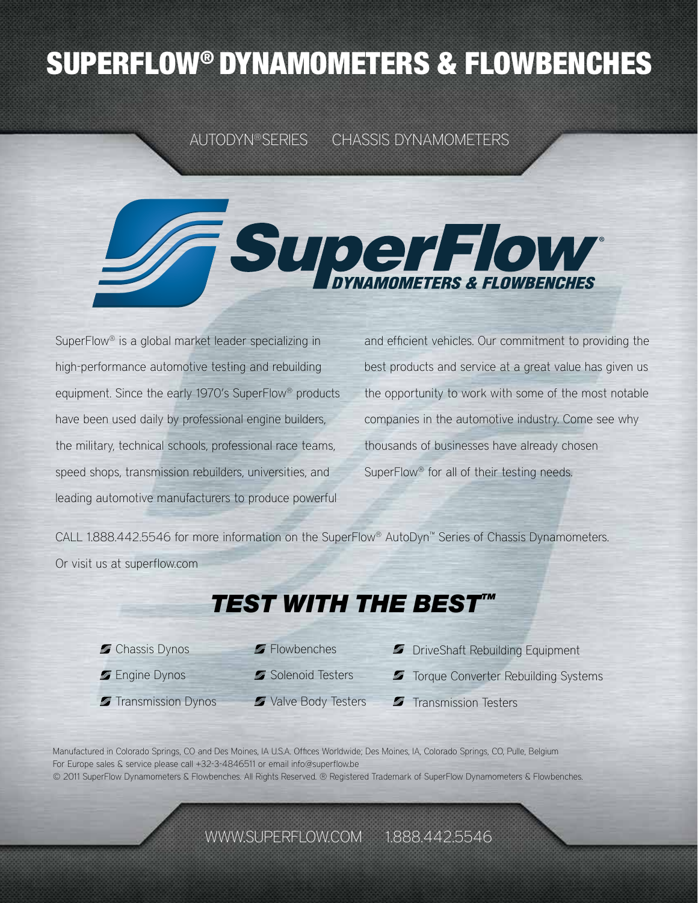# SUPERFLOW® DYNAMOMETERS & FLOWBENCHES

AUTODYN® SERIES CHASSIS DYNAMOMETERS

SuperFlow® DYNAMOMETERS & FLOWBENCHES

SuperFlow® is a global market leader specializing in high-performance automotive testing and rebuilding equipment. Since the early 1970's SuperFlow® products have been used daily by professional engine builders, the military, technical schools, professional race teams, speed shops, transmission rebuilders, universities, and leading automotive manufacturers to produce powerful and efficient vehicles. Our commitment to providing the best products and service at a great value has given us the opportunity to work with some of the most notable companies in the automotive industry. Come see why thousands of businesses have already chosen SuperFlow® for all of their testing needs.

CALL 1.888.442.5546 for more information on the SuperFlow® AutoDyn™ Series of Chassis Dynamometers.
Or visit us at superflow.com

## *TEST WITH THE BEST™*

- Chassis Dynos
- Engine Dynos
- Transmission Dynos
- Flowbenches
- Solenoid Testers
- Valve Body Testers
- DriveShaft Rebuilding Equipment
- Torque Converter Rebuilding Systems
- Transmission Testers

Manufactured in Colorado Springs, CO and Des Moines, IA U.S.A. Offices Worldwide; Des Moines, IA, Colorado Springs, CO, Pulle, Belgium
For Europe sales & service please call +32-3-4846511 or email info@superflow.be
© 2011 SuperFlow Dynamometers & Flowbenches. All Rights Reserved. ® Registered Trademark of SuperFlow Dynamometers & Flowbenches.

WWW.SUPERFLOW.COM 1.888.442.5546